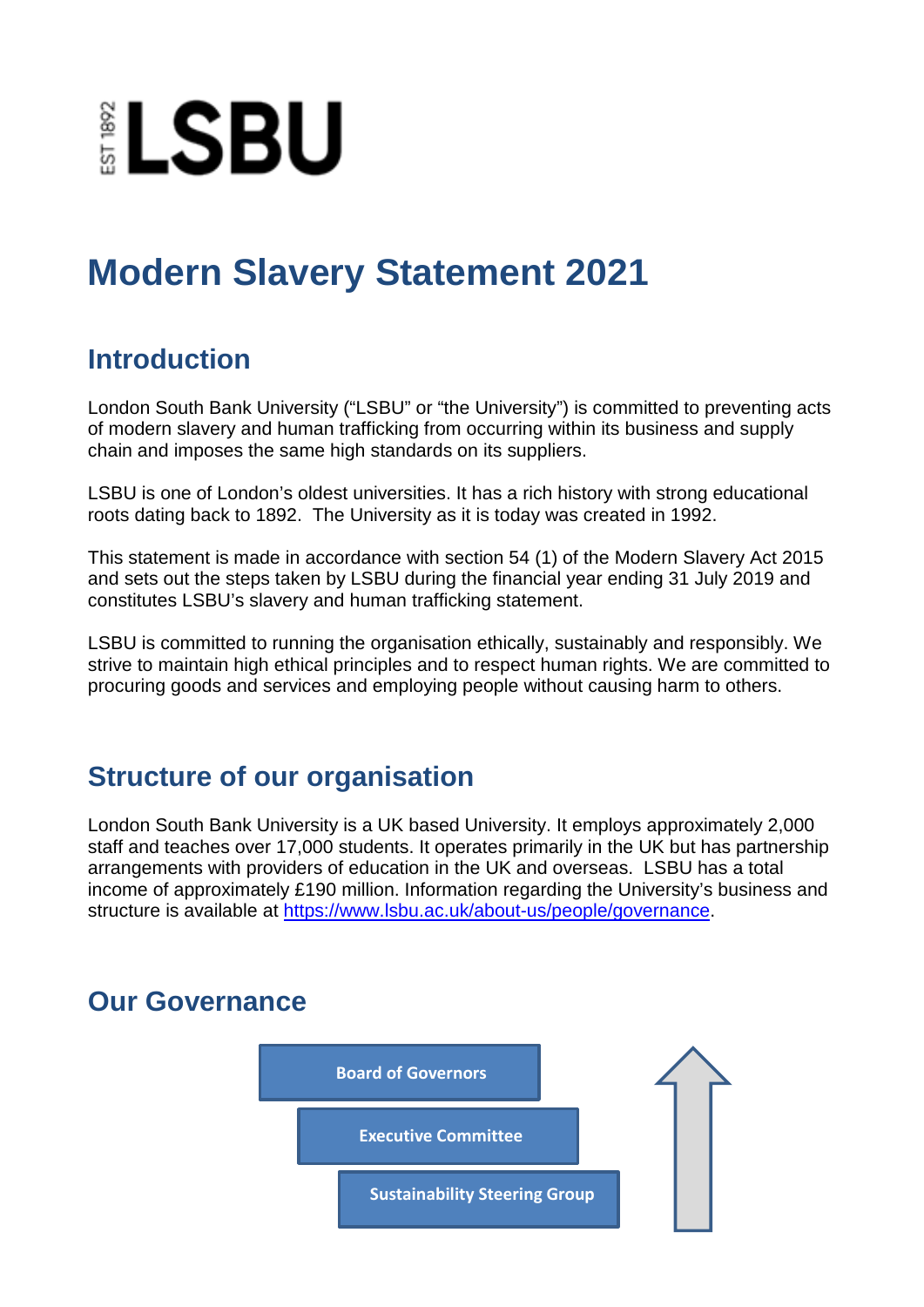LSBU

EST 1892

# Modern Slavery Statement 2021

## Introduction

London South Bank University ("LSBU" or "the University") is committed to preventing acts of modern slavery and human trafficking from occurring within its business and supply chain and imposes the same high standards on its suppliers.

LSBU is one of London's oldest universities. It has a rich history with strong educational roots dating back to 1892. The University as it is today was created in 1992.

This statement is made in accordance with section 54 (1) of the Modern Slavery Act 2015 and sets out the steps taken by LSBU during the financial year ending 31 July 2019 and constitutes LSBU's slavery and human trafficking statement.

LSBU is committed to running the organisation ethically, sustainably and responsibly. We strive to maintain high ethical principles and to respect human rights. We are committed to procuring goods and services and employing people without causing harm to others.

## Structure of our organisation

London South Bank University is a UK based University. It employs approximately 2,000 staff and teaches over 17,000 students. It operates primarily in the UK but has partnership arrangements with providers of education in the UK and overseas. LSBU has a total income of approximately £190 million. Information regarding the University's business and structure is available at [https://www.lsbu.ac.uk/about-us/people/governance](https://www.lsbu.ac.uk/about-us/people/governance).

## Our Governance

- Board of Governors
- Executive Committee
- Sustainability Steering Group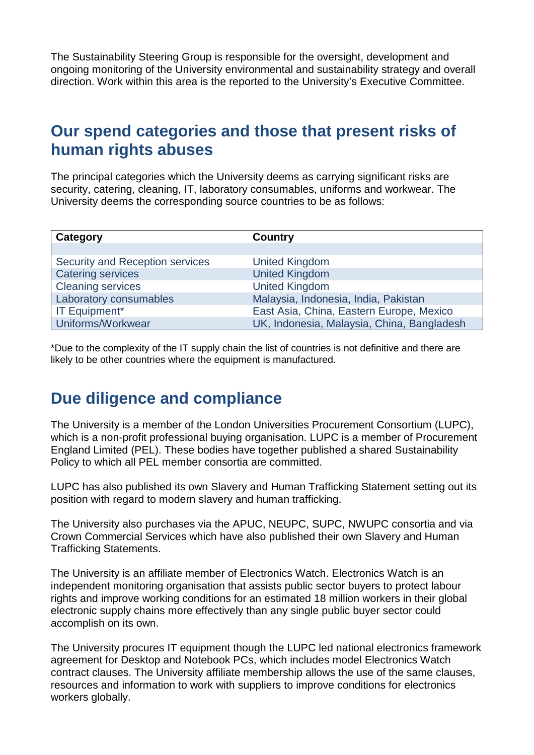The Sustainability Steering Group is responsible for the oversight, development and ongoing monitoring of the University environmental and sustainability strategy and overall direction. Work within this area is the reported to the University's Executive Committee.

## Our spend categories and those that present risks of human rights abuses

The principal categories which the University deems as carrying significant risks are security, catering, cleaning, IT, laboratory consumables, uniforms and workwear. The University deems the corresponding source countries to be as follows:

| Category | Country |
|---|---|
| Security and Reception services | United Kingdom |
| Catering services | United Kingdom |
| Cleaning services | United Kingdom |
| Laboratory consumables | Malaysia, Indonesia, India, Pakistan |
| IT Equipment* | East Asia, China, Eastern Europe, Mexico |
| Uniforms/Workwear | UK, Indonesia, Malaysia, China, Bangladesh |

*Due to the complexity of the IT supply chain the list of countries is not definitive and there are likely to be other countries where the equipment is manufactured.

## Due diligence and compliance

The University is a member of the London Universities Procurement Consortium (LUPC), which is a non-profit professional buying organisation. LUPC is a member of Procurement England Limited (PEL). These bodies have together published a shared Sustainability Policy to which all PEL member consortia are committed.

LUPC has also published its own Slavery and Human Trafficking Statement setting out its position with regard to modern slavery and human trafficking.

The University also purchases via the APUC, NEUPC, SUPC, NWUPC consortia and via Crown Commercial Services which have also published their own Slavery and Human Trafficking Statements.

The University is an affiliate member of Electronics Watch. Electronics Watch is an independent monitoring organisation that assists public sector buyers to protect labour rights and improve working conditions for an estimated 18 million workers in their global electronic supply chains more effectively than any single public buyer sector could accomplish on its own.

The University procures IT equipment though the LUPC led national electronics framework agreement for Desktop and Notebook PCs, which includes model Electronics Watch contract clauses. The University affiliate membership allows the use of the same clauses, resources and information to work with suppliers to improve conditions for electronics workers globally.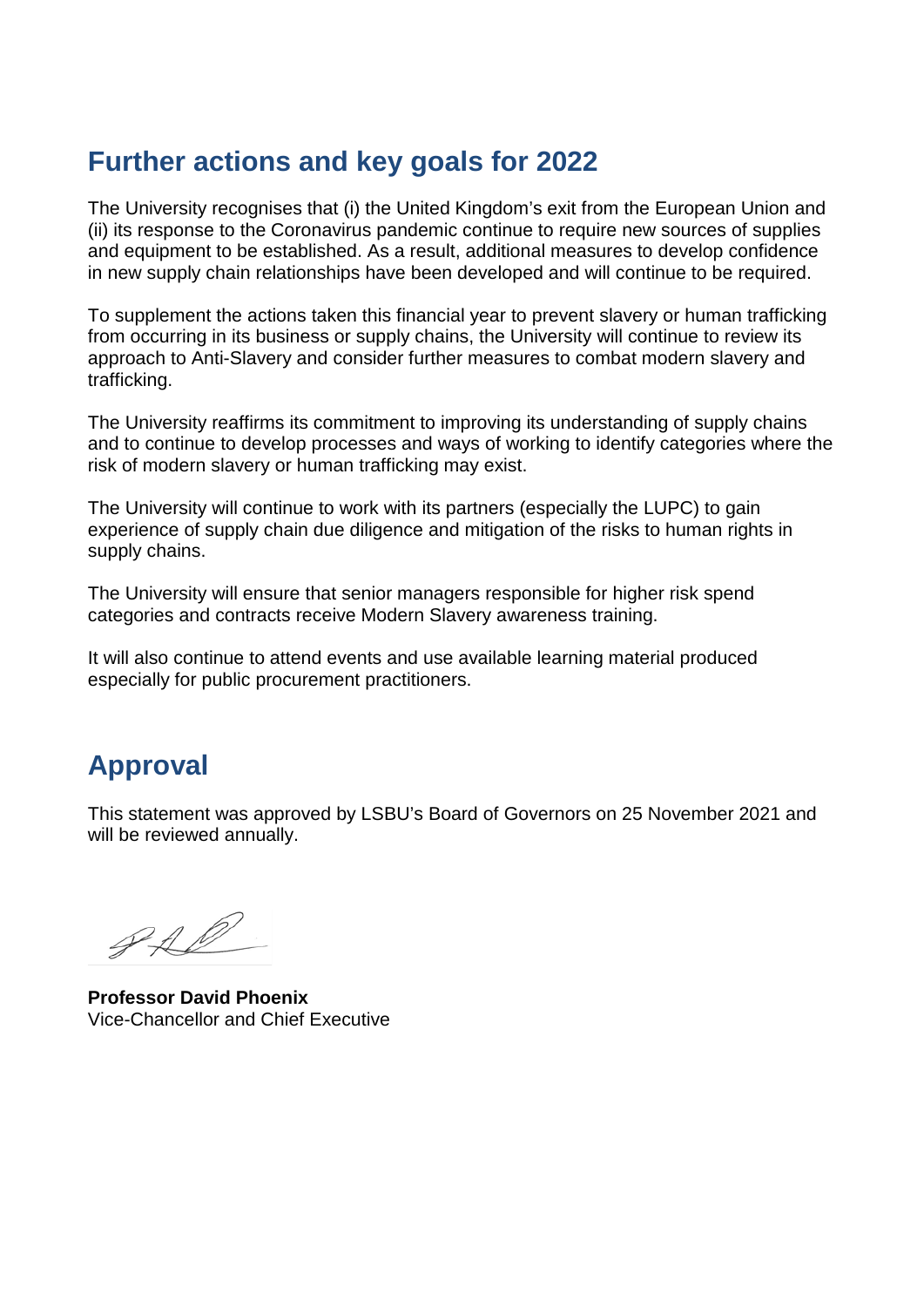## Further actions and key goals for 2022

The University recognises that (i) the United Kingdom's exit from the European Union and (ii) its response to the Coronavirus pandemic continue to require new sources of supplies and equipment to be established. As a result, additional measures to develop confidence in new supply chain relationships have been developed and will continue to be required.

To supplement the actions taken this financial year to prevent slavery or human trafficking from occurring in its business or supply chains, the University will continue to review its approach to Anti-Slavery and consider further measures to combat modern slavery and trafficking.

The University reaffirms its commitment to improving its understanding of supply chains and to continue to develop processes and ways of working to identify categories where the risk of modern slavery or human trafficking may exist.

The University will continue to work with its partners (especially the LUPC) to gain experience of supply chain due diligence and mitigation of the risks to human rights in supply chains.

The University will ensure that senior managers responsible for higher risk spend categories and contracts receive Modern Slavery awareness training.

It will also continue to attend events and use available learning material produced especially for public procurement practitioners.

## Approval

This statement was approved by LSBU's Board of Governors on 25 November 2021 and will be reviewed annually.

**Professor David Phoenix**
Vice-Chancellor and Chief Executive